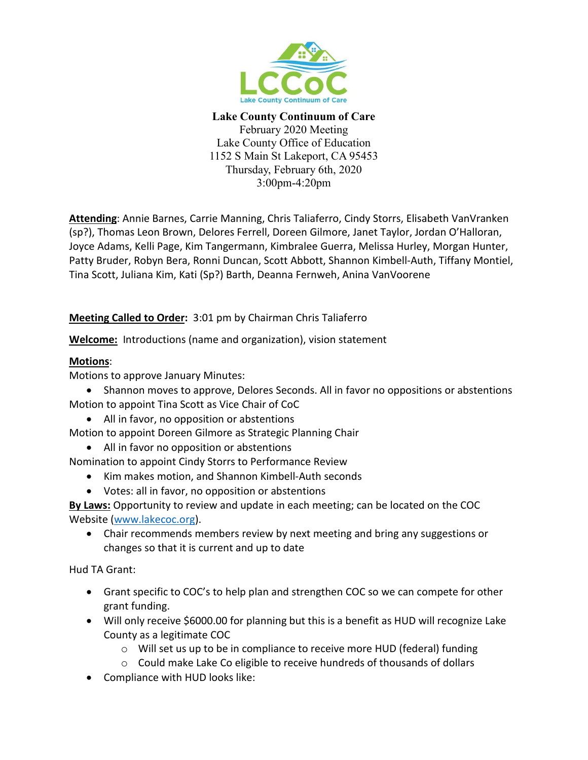**Lake County Continuum of Care**
February 2020 Meeting
Lake County Office of Education
1152 S Main St Lakeport, CA 95453
Thursday, February 6th, 2020
3:00pm-4:20pm

**Attending**: Annie Barnes, Carrie Manning, Chris Taliaferro, Cindy Storrs, Elisabeth VanVranken (sp?), Thomas Leon Brown, Delores Ferrell, Doreen Gilmore, Janet Taylor, Jordan O'Halloran, Joyce Adams, Kelli Page, Kim Tangermann, Kimbralee Guerra, Melissa Hurley, Morgan Hunter, Patty Bruder, Robyn Bera, Ronni Duncan, Scott Abbott, Shannon Kimbell-Auth, Tiffany Montiel, Tina Scott, Juliana Kim, Kati (Sp?) Barth, Deanna Fernweh, Anina VanVoorene

**Meeting Called to Order:** 3:01 pm by Chairman Chris Taliaferro

**Welcome:** Introductions (name and organization), vision statement

**Motions**:

Motions to approve January Minutes:

- Shannon moves to approve, Delores Seconds. All in favor no oppositions or abstentions

Motion to appoint Tina Scott as Vice Chair of CoC

- All in favor, no opposition or abstentions

Motion to appoint Doreen Gilmore as Strategic Planning Chair

- All in favor no opposition or abstentions

Nomination to appoint Cindy Storrs to Performance Review

- Kim makes motion, and Shannon Kimbell-Auth seconds
- Votes: all in favor, no opposition or abstentions

**By Laws:** Opportunity to review and update in each meeting; can be located on the COC Website (www.lakecoc.org).

- Chair recommends members review by next meeting and bring any suggestions or changes so that it is current and up to date

Hud TA Grant:

- Grant specific to COC's to help plan and strengthen COC so we can compete for other grant funding.
- Will only receive $6000.00 for planning but this is a benefit as HUD will recognize Lake County as a legitimate COC
  - Will set us up to be in compliance to receive more HUD (federal) funding
  - Could make Lake Co eligible to receive hundreds of thousands of dollars
- Compliance with HUD looks like: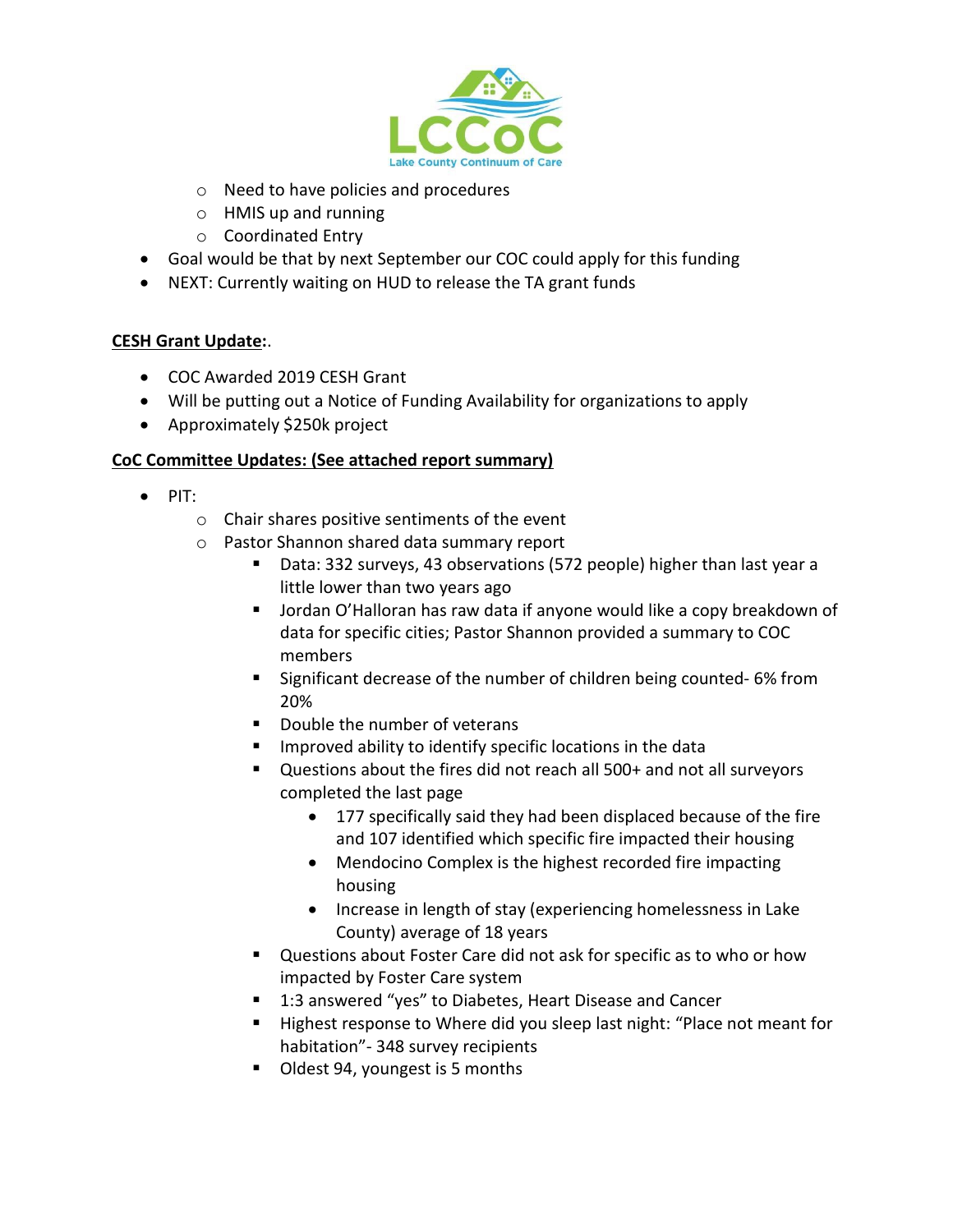- Need to have policies and procedures
  - HMIS up and running
  - Coordinated Entry
- Goal would be that by next September our COC could apply for this funding
- NEXT: Currently waiting on HUD to release the TA grant funds

**CESH Grant Update:**.

- COC Awarded 2019 CESH Grant
- Will be putting out a Notice of Funding Availability for organizations to apply
- Approximately $250k project

**CoC Committee Updates: (See attached report summary)**

- PIT:
  - Chair shares positive sentiments of the event
  - Pastor Shannon shared data summary report
    - Data: 332 surveys, 43 observations (572 people) higher than last year a little lower than two years ago
    - Jordan O'Halloran has raw data if anyone would like a copy breakdown of data for specific cities; Pastor Shannon provided a summary to COC members
    - Significant decrease of the number of children being counted- 6% from 20%
    - Double the number of veterans
    - Improved ability to identify specific locations in the data
    - Questions about the fires did not reach all 500+ and not all surveyors completed the last page
      - 177 specifically said they had been displaced because of the fire and 107 identified which specific fire impacted their housing
      - Mendocino Complex is the highest recorded fire impacting housing
      - Increase in length of stay (experiencing homelessness in Lake County) average of 18 years
    - Questions about Foster Care did not ask for specific as to who or how impacted by Foster Care system
    - 1:3 answered "yes" to Diabetes, Heart Disease and Cancer
    - Highest response to Where did you sleep last night: "Place not meant for habitation"- 348 survey recipients
    - Oldest 94, youngest is 5 months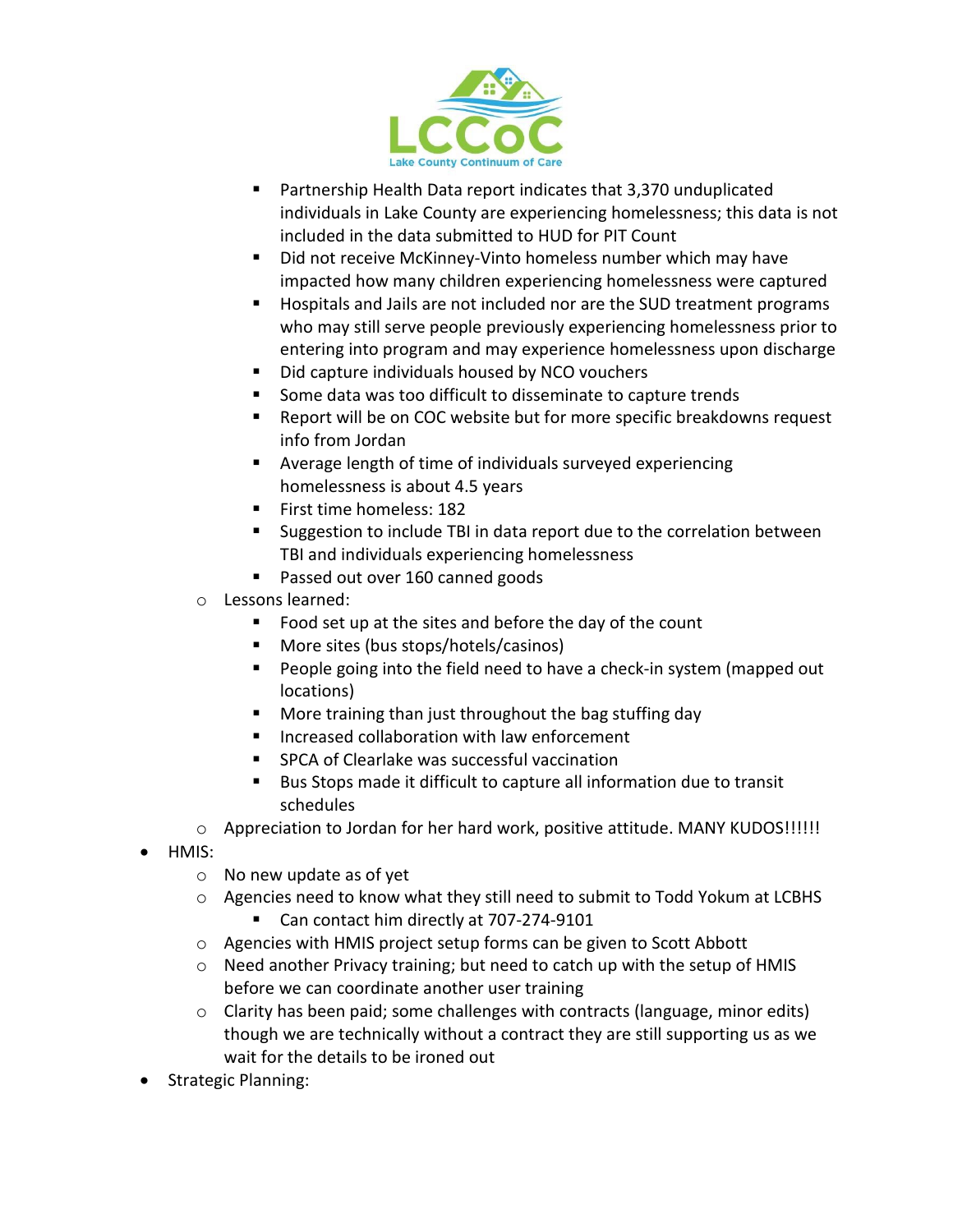- Partnership Health Data report indicates that 3,370 unduplicated individuals in Lake County are experiencing homelessness; this data is not included in the data submitted to HUD for PIT Count
        - Did not receive McKinney-Vinto homeless number which may have impacted how many children experiencing homelessness were captured
        - Hospitals and Jails are not included nor are the SUD treatment programs who may still serve people previously experiencing homelessness prior to entering into program and may experience homelessness upon discharge
        - Did capture individuals housed by NCO vouchers
        - Some data was too difficult to disseminate to capture trends
        - Report will be on COC website but for more specific breakdowns request info from Jordan
        - Average length of time of individuals surveyed experiencing homelessness is about 4.5 years
        - First time homeless: 182
        - Suggestion to include TBI in data report due to the correlation between TBI and individuals experiencing homelessness
        - Passed out over 160 canned goods
    - Lessons learned:
        - Food set up at the sites and before the day of the count
        - More sites (bus stops/hotels/casinos)
        - People going into the field need to have a check-in system (mapped out locations)
        - More training than just throughout the bag stuffing day
        - Increased collaboration with law enforcement
        - SPCA of Clearlake was successful vaccination
        - Bus Stops made it difficult to capture all information due to transit schedules
    - Appreciation to Jordan for her hard work, positive attitude. MANY KUDOS!!!!!!
- HMIS:
    - No new update as of yet
    - Agencies need to know what they still need to submit to Todd Yokum at LCBHS
        - Can contact him directly at 707-274-9101
    - Agencies with HMIS project setup forms can be given to Scott Abbott
    - Need another Privacy training; but need to catch up with the setup of HMIS before we can coordinate another user training
    - Clarity has been paid; some challenges with contracts (language, minor edits) though we are technically without a contract they are still supporting us as we wait for the details to be ironed out
- Strategic Planning: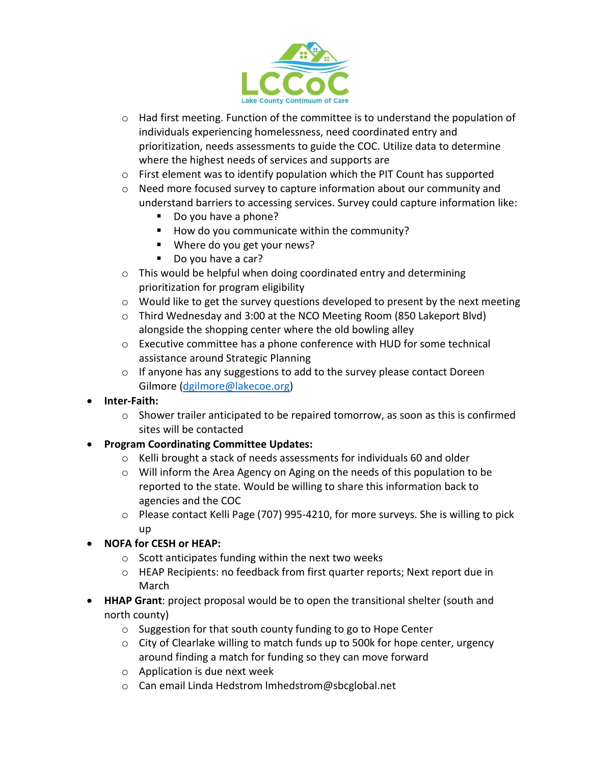- Had first meeting. Function of the committee is to understand the population of individuals experiencing homelessness, need coordinated entry and prioritization, needs assessments to guide the COC. Utilize data to determine where the highest needs of services and supports are
    - First element was to identify population which the PIT Count has supported
    - Need more focused survey to capture information about our community and understand barriers to accessing services. Survey could capture information like:
        - Do you have a phone?
        - How do you communicate within the community?
        - Where do you get your news?
        - Do you have a car?
    - This would be helpful when doing coordinated entry and determining prioritization for program eligibility
    - Would like to get the survey questions developed to present by the next meeting
    - Third Wednesday and 3:00 at the NCO Meeting Room (850 Lakeport Blvd) alongside the shopping center where the old bowling alley
    - Executive committee has a phone conference with HUD for some technical assistance around Strategic Planning
    - If anyone has any suggestions to add to the survey please contact Doreen Gilmore (dgilmore@lakecoe.org)
- **Inter-Faith:**
    - Shower trailer anticipated to be repaired tomorrow, as soon as this is confirmed sites will be contacted
- **Program Coordinating Committee Updates:**
    - Kelli brought a stack of needs assessments for individuals 60 and older
    - Will inform the Area Agency on Aging on the needs of this population to be reported to the state. Would be willing to share this information back to agencies and the COC
    - Please contact Kelli Page (707) 995-4210, for more surveys. She is willing to pick up
- **NOFA for CESH or HEAP:**
    - Scott anticipates funding within the next two weeks
    - HEAP Recipients: no feedback from first quarter reports; Next report due in March
- **HHAP Grant**: project proposal would be to open the transitional shelter (south and north county)
    - Suggestion for that south county funding to go to Hope Center
    - City of Clearlake willing to match funds up to 500k for hope center, urgency around finding a match for funding so they can move forward
    - Application is due next week
    - Can email Linda Hedstrom lmhedstrom@sbcglobal.net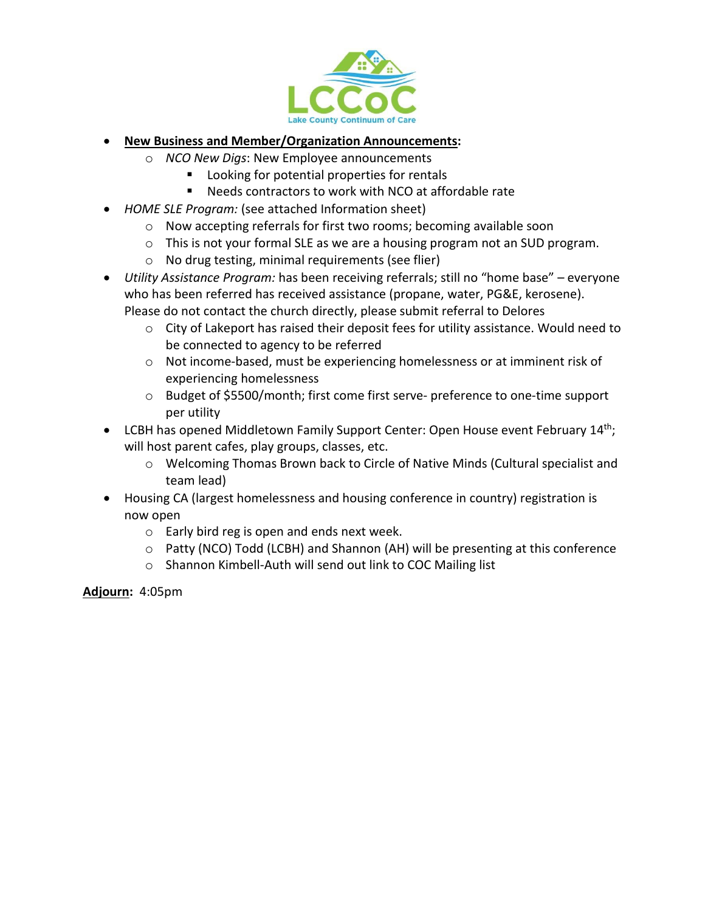LCCoC
Lake County Continuum of Care

- **New Business and Member/Organization Announcements:**
  - *NCO New Digs*: New Employee announcements
    - Looking for potential properties for rentals
    - Needs contractors to work with NCO at affordable rate
- *HOME SLE Program:* (see attached Information sheet)
  - Now accepting referrals for first two rooms; becoming available soon
  - This is not your formal SLE as we are a housing program not an SUD program.
  - No drug testing, minimal requirements (see flier)
- *Utility Assistance Program:* has been receiving referrals; still no "home base" – everyone who has been referred has received assistance (propane, water, PG&E, kerosene). Please do not contact the church directly, please submit referral to Delores
  - City of Lakeport has raised their deposit fees for utility assistance. Would need to be connected to agency to be referred
  - Not income-based, must be experiencing homelessness or at imminent risk of experiencing homelessness
  - Budget of $5500/month; first come first serve- preference to one-time support per utility
- LCBH has opened Middletown Family Support Center: Open House event February 14th; will host parent cafes, play groups, classes, etc.
  - Welcoming Thomas Brown back to Circle of Native Minds (Cultural specialist and team lead)
- Housing CA (largest homelessness and housing conference in country) registration is now open
  - Early bird reg is open and ends next week.
  - Patty (NCO) Todd (LCBH) and Shannon (AH) will be presenting at this conference
  - Shannon Kimbell-Auth will send out link to COC Mailing list

**Adjourn:** 4:05pm